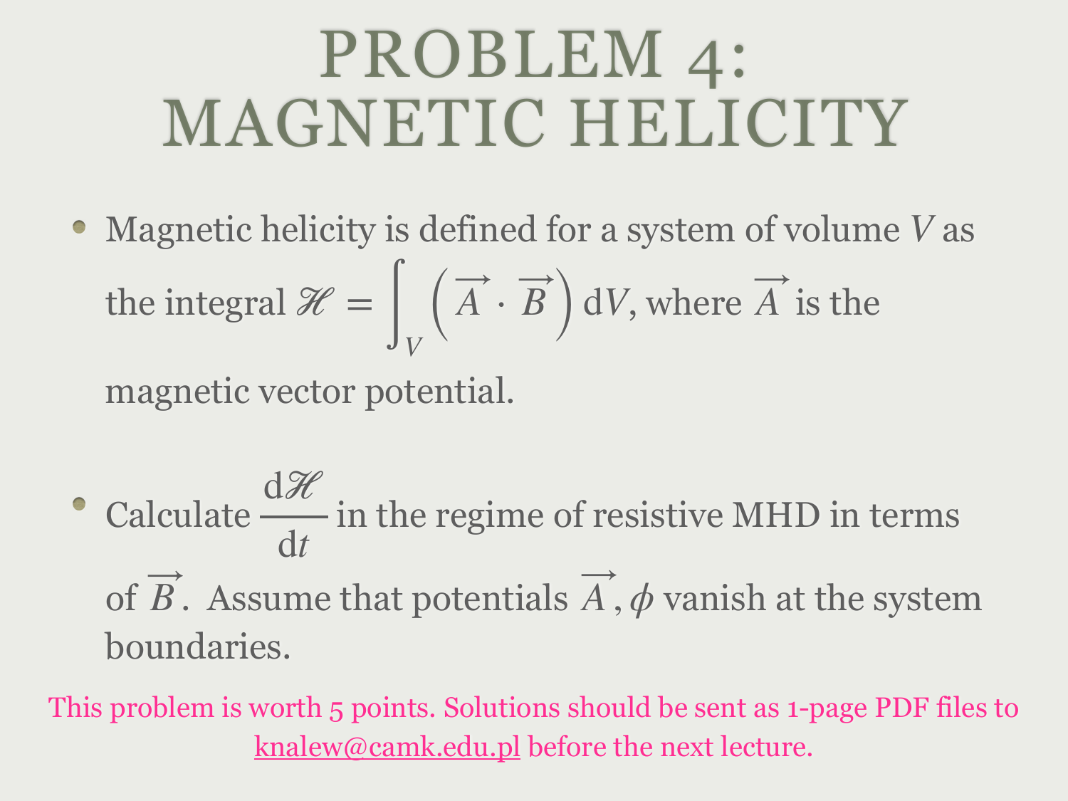# PROBLEM 4: MAGNETIC HELICITY

- Magnetic helicity is defined for a system of volume $V$ as the integral $\mathscr{H} = \int_V \left(\vec{A} \cdot \vec{B}\right) \mathrm{d}V$, where $\vec{A}$ is the magnetic vector potential.

- Calculate $\frac{\mathrm{d}\mathscr{H}}{\mathrm{d}t}$ in the regime of resistive MHD in terms of $\vec{B}$. Assume that potentials $\vec{A}, \phi$ vanish at the system boundaries.

This problem is worth 5 points. Solutions should be sent as 1-page PDF files to knalew@camk.edu.pl before the next lecture.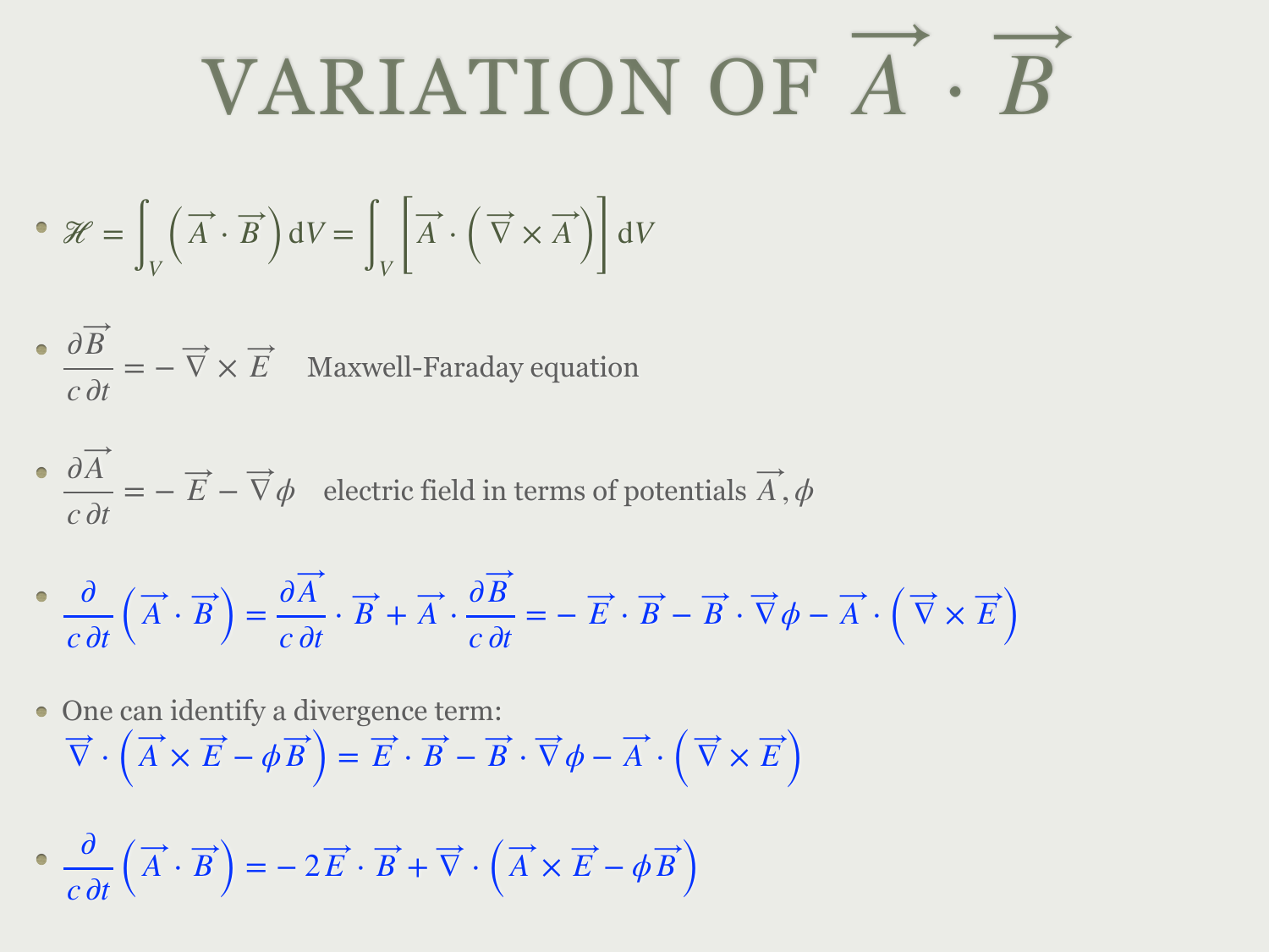# VARIATION OF $\vec{A} \cdot \vec{B}$

- $\mathscr{H} = \int_V \left(\vec{A} \cdot \vec{B}\right) \mathrm{d}V = \int_V \left[\vec{A} \cdot \left(\vec{\nabla} \times \vec{A}\right)\right] \mathrm{d}V$

- $\dfrac{\partial \vec{B}}{c\,\partial t} = -\,\vec{\nabla} \times \vec{E}$ Maxwell-Faraday equation

- $\dfrac{\partial \vec{A}}{c\,\partial t} = -\,\vec{E} - \vec{\nabla}\phi$ electric field in terms of potentials $\vec{A}, \phi$

- $\dfrac{\partial}{c\,\partial t}\left(\vec{A} \cdot \vec{B}\right) = \dfrac{\partial \vec{A}}{c\,\partial t} \cdot \vec{B} + \vec{A} \cdot \dfrac{\partial \vec{B}}{c\,\partial t} = -\,\vec{E} \cdot \vec{B} - \vec{B} \cdot \vec{\nabla}\phi - \vec{A} \cdot \left(\vec{\nabla} \times \vec{E}\right)$

- One can identify a divergence term:
  $\vec{\nabla} \cdot \left(\vec{A} \times \vec{E} - \phi \vec{B}\right) = \vec{E} \cdot \vec{B} - \vec{B} \cdot \vec{\nabla}\phi - \vec{A} \cdot \left(\vec{\nabla} \times \vec{E}\right)$

- $\dfrac{\partial}{c\,\partial t}\left(\vec{A} \cdot \vec{B}\right) = -\,2\vec{E} \cdot \vec{B} + \vec{\nabla} \cdot \left(\vec{A} \times \vec{E} - \phi \vec{B}\right)$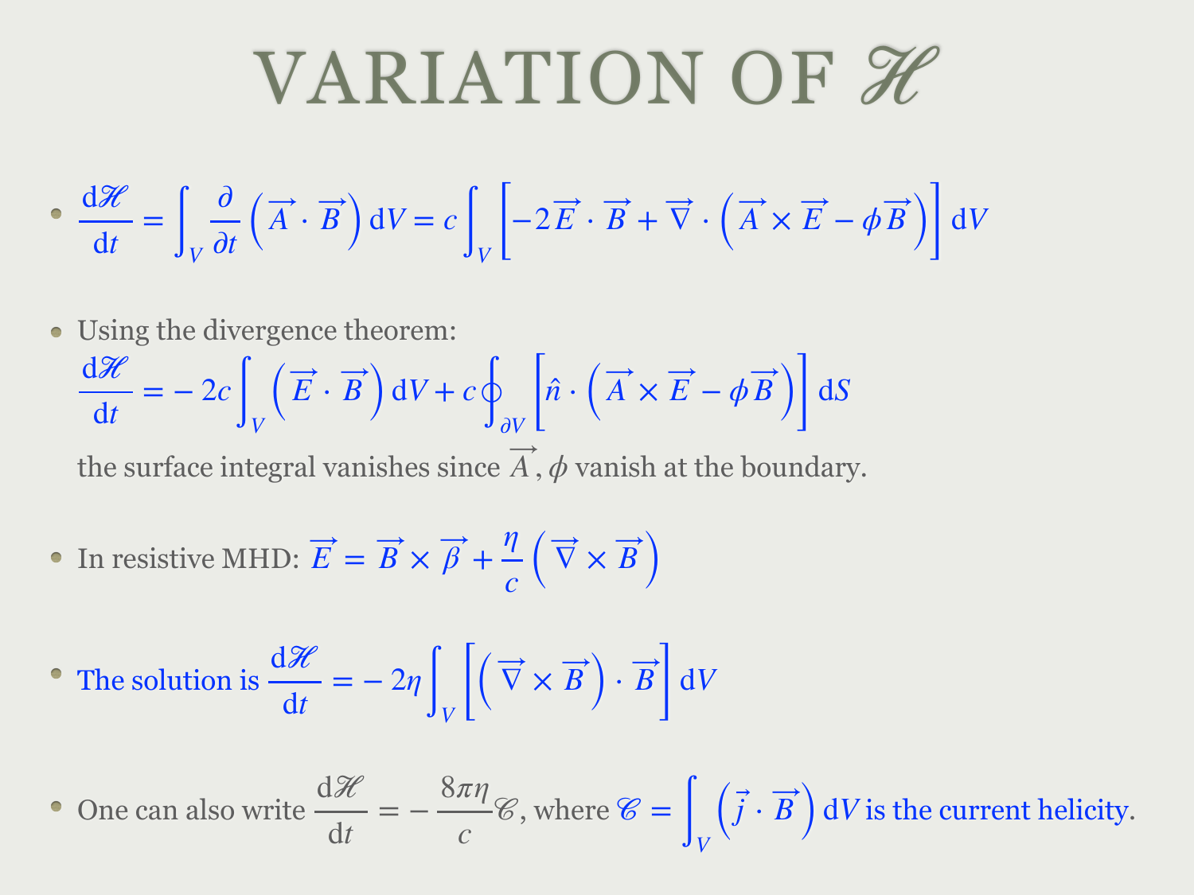# VARIATION OF $\mathscr{H}$

- $$\frac{\mathrm{d}\mathscr{H}}{\mathrm{d}t} = \int_V \frac{\partial}{\partial t}\left(\vec{A}\cdot\vec{B}\right)\mathrm{d}V = c\int_V \left[-2\vec{E}\cdot\vec{B} + \vec{\nabla}\cdot\left(\vec{A}\times\vec{E} - \phi\vec{B}\right)\right]\mathrm{d}V$$

- Using the divergence theorem:
$$\frac{\mathrm{d}\mathscr{H}}{\mathrm{d}t} = -2c\int_V \left(\vec{E}\cdot\vec{B}\right)\mathrm{d}V + c\oint_{\partial V}\left[\hat{n}\cdot\left(\vec{A}\times\vec{E} - \phi\vec{B}\right)\right]\mathrm{d}S$$
the surface integral vanishes since $\vec{A}, \phi$ vanish at the boundary.

- In resistive MHD: $\vec{E} = \vec{B}\times\vec{\beta} + \frac{\eta}{c}\left(\vec{\nabla}\times\vec{B}\right)$

- The solution is $\frac{\mathrm{d}\mathscr{H}}{\mathrm{d}t} = -2\eta\int_V \left[\left(\vec{\nabla}\times\vec{B}\right)\cdot\vec{B}\right]\mathrm{d}V$

- One can also write $\frac{\mathrm{d}\mathscr{H}}{\mathrm{d}t} = -\frac{8\pi\eta}{c}\mathscr{C}$, where $\mathscr{C} = \int_V \left(\vec{j}\cdot\vec{B}\right)\mathrm{d}V$ is the current helicity.